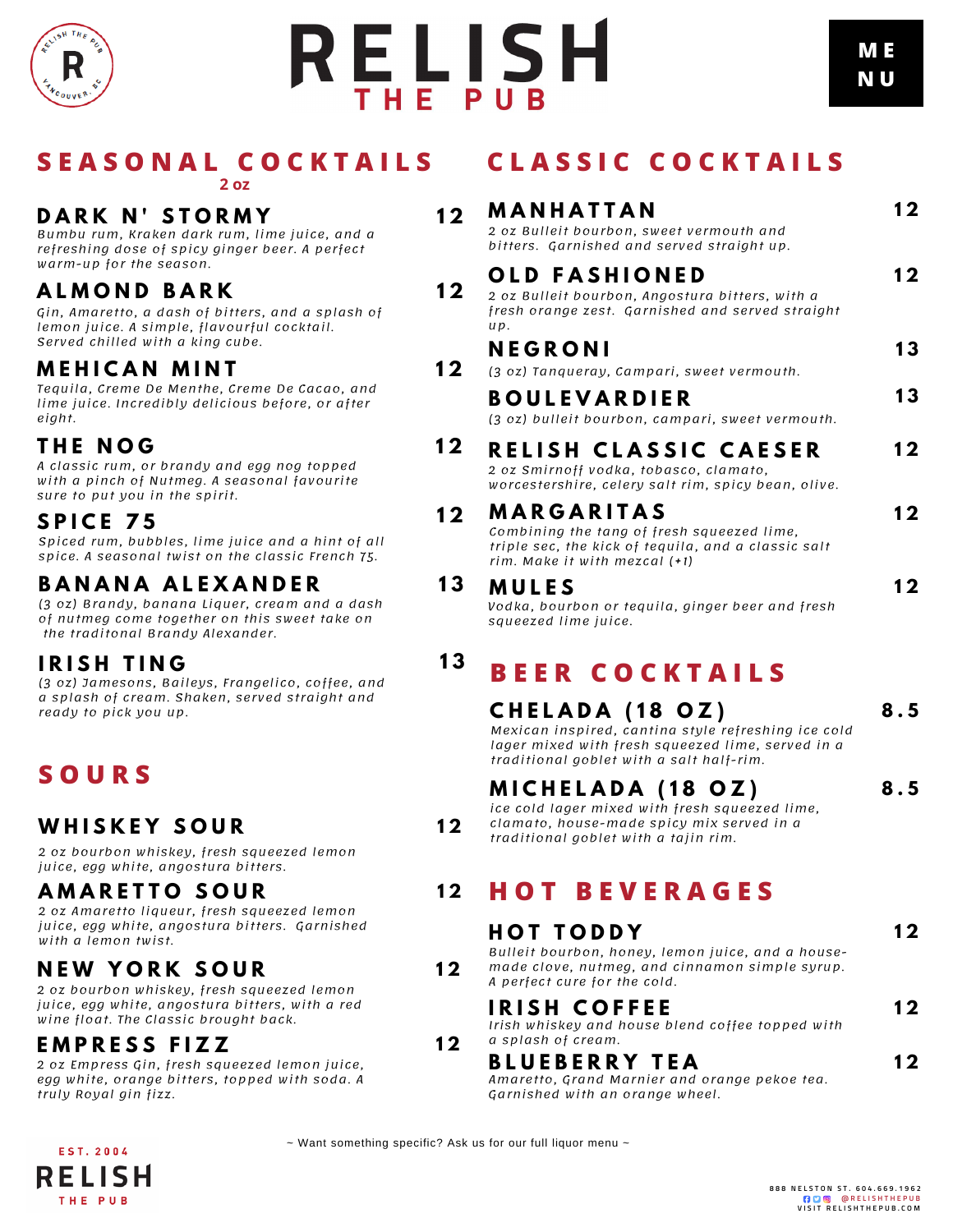# RELISH THE PUB

MENU

## SEASONAL COCKTAILS

2 oz

### DARK N' STORMY — 12

*Bumbu rum, Kraken dark rum, lime juice, and a refreshing dose of spicy ginger beer. A perfect warm-up for the season.*

### ALMOND BARK — 12

*Gin, Amaretto, a dash of bitters, and a splash of lemon juice. A simple, flavourful cocktail. Served chilled with a king cube.*

### MEHICAN MINT — 12

*Tequila, Creme De Menthe, Creme De Cacao, and lime juice. Incredibly delicious before, or after eight.*

### THE NOG — 12

*A classic rum, or brandy and egg nog topped with a pinch of Nutmeg. A seasonal favourite sure to put you in the spirit.*

### SPICE 75 — 12

*Spiced rum, bubbles, lime juice and a hint of all spice. A seasonal twist on the classic French 75.*

### BANANA ALEXANDER — 13

*(3 oz) Brandy, banana Liquer, cream and a dash of nutmeg come together on this sweet take on the traditonal Brandy Alexander.*

### IRISH TING — 13

*(3 oz) Jamesons, Baileys, Frangelico, coffee, and a splash of cream. Shaken, served straight and ready to pick you up.*

## SOURS

### WHISKEY SOUR — 12

*2 oz bourbon whiskey, fresh squeezed lemon juice, egg white, angostura bitters.*

### AMARETTO SOUR — 12

*2 oz Amaretto liqueur, fresh squeezed lemon juice, egg white, angostura bitters. Garnished with a lemon twist.*

### NEW YORK SOUR — 12

*2 oz bourbon whiskey, fresh squeezed lemon juice, egg white, angostura bitters, with a red wine float. The Classic brought back.*

### EMPRESS FIZZ — 12

*2 oz Empress Gin, fresh squeezed lemon juice, egg white, orange bitters, topped with soda. A truly Royal gin fizz.*

## CLASSIC COCKTAILS

### MANHATTAN — 12

*2 oz Bulleit bourbon, sweet vermouth and bitters. Garnished and served straight up.*

### OLD FASHIONED — 12

*2 oz Bulleit bourbon, Angostura bitters, with a fresh orange zest. Garnished and served straight up.*

### NEGRONI — 13

*(3 oz) Tanqueray, Campari, sweet vermouth.*

### BOULEVARDIER — 13

*(3 oz) bulleit bourbon, campari, sweet vermouth.*

### RELISH CLASSIC CAESER — 12

*2 oz Smirnoff vodka, tobasco, clamato, worcestershire, celery salt rim, spicy bean, olive.*

### MARGARITAS — 12

*Combining the tang of fresh squeezed lime, triple sec, the kick of tequila, and a classic salt rim. Make it with mezcal (+1)*

### MULES — 12

*Vodka, bourbon or tequila, ginger beer and fresh squeezed lime juice.*

## BEER COCKTAILS

### CHELADA (18 OZ) — 8.5

*Mexican inspired, cantina style refreshing ice cold lager mixed with fresh squeezed lime, served in a traditional goblet with a salt half-rim.*

### MICHELADA (18 OZ) — 8.5

*ice cold lager mixed with fresh squeezed lime, clamato, house-made spicy mix served in a traditional goblet with a tajin rim.*

## HOT BEVERAGES

### HOT TODDY — 12

*Bulleit bourbon, honey, lemon juice, and a house-made clove, nutmeg, and cinnamon simple syrup. A perfect cure for the cold.*

### IRISH COFFEE — 12

*Irish whiskey and house blend coffee topped with a splash of cream.*

### BLUEBERRY TEA — 12

*Amaretto, Grand Marnier and orange pekoe tea. Garnished with an orange wheel.*

~ Want something specific? Ask us for our full liquor menu ~

EST. 2004 RELISH THE PUB

888 NELSTON ST. 604.669.1962
@RELISHTHEPUB
VISIT RELISHTHEPUB.COM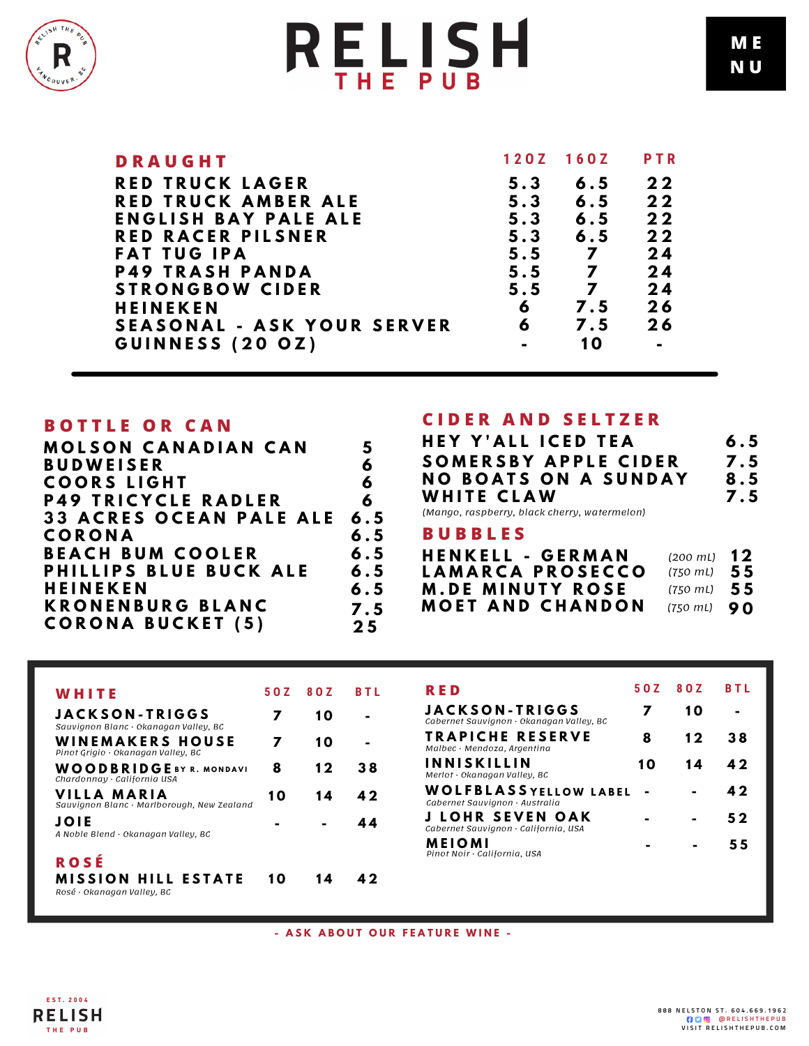# RELISH THE PUB

MENU

## DRAUGHT

| DRAUGHT | 12OZ | 16OZ | PTR |
|---|---|---|---|
| RED TRUCK LAGER | 5.3 | 6.5 | 22 |
| RED TRUCK AMBER ALE | 5.3 | 6.5 | 22 |
| ENGLISH BAY PALE ALE | 5.3 | 6.5 | 22 |
| RED RACER PILSNER | 5.3 | 6.5 | 22 |
| FAT TUG IPA | 5.5 | 7 | 24 |
| P49 TRASH PANDA | 5.5 | 7 | 24 |
| STRONGBOW CIDER | 5.5 | 7 | 24 |
| HEINEKEN | 6 | 7.5 | 26 |
| SEASONAL - ASK YOUR SERVER | 6 | 7.5 | 26 |
| GUINNESS (20 OZ) | - | 10 | - |

## BOTTLE OR CAN

| | |
|---|---|
| MOLSON CANADIAN CAN | 5 |
| BUDWEISER | 6 |
| COORS LIGHT | 6 |
| P49 TRICYCLE RADLER | 6 |
| 33 ACRES OCEAN PALE ALE | 6.5 |
| CORONA | 6.5 |
| BEACH BUM COOLER | 6.5 |
| PHILLIPS BLUE BUCK ALE | 6.5 |
| HEINEKEN | 6.5 |
| KRONENBURG BLANC | 7.5 |
| CORONA BUCKET (5) | 25 |

## CIDER AND SELTZER

| | |
|---|---|
| HEY Y'ALL ICED TEA | 6.5 |
| SOMERSBY APPLE CIDER | 7.5 |
| NO BOATS ON A SUNDAY | 8.5 |
| WHITE CLAW | 7.5 |

*(Mango, raspberry, black cherry, watermelon)*

## BUBBLES

| | | |
|---|---|---|
| HENKELL - GERMAN | (200 mL) | 12 |
| LAMARCA PROSECCO | (750 mL) | 55 |
| M.DE MINUTY ROSE | (750 mL) | 55 |
| MOET AND CHANDON | (750 mL) | 90 |

## WHITE

| WHITE | 5OZ | 8OZ | BTL |
|---|---|---|---|
| JACKSON-TRIGGS<br>*Sauvignon Blanc · Okanagan Valley, BC* | 7 | 10 | - |
| WINEMAKERS HOUSE<br>*Pinot Grigio · Okanagan Valley, BC* | 7 | 10 | - |
| WOODBRIDGE BY R. MONDAVI<br>*Chardonnay · California USA* | 8 | 12 | 38 |
| VILLA MARIA<br>*Sauvignon Blanc · Marlborough, New Zealand* | 10 | 14 | 42 |
| JOIE<br>*A Noble Blend · Okanagan Valley, BC* | - | - | 44 |

## ROSÉ

| ROSÉ | 5OZ | 8OZ | BTL |
|---|---|---|---|
| MISSION HILL ESTATE<br>*Rosé · Okanagan Valley, BC* | 10 | 14 | 42 |

## RED

| RED | 5OZ | 8OZ | BTL |
|---|---|---|---|
| JACKSON-TRIGGS<br>*Cabernet Sauvignon · Okanagan Valley, BC* | 7 | 10 | - |
| TRAPICHE RESERVE<br>*Malbec · Mendoza, Argentina* | 8 | 12 | 38 |
| INNISKILLIN<br>*Merlot · Okanagan Valley, BC* | 10 | 14 | 42 |
| WOLFBLASS YELLOW LABEL<br>*Cabernet Sauvignon · Australia* | - | - | 42 |
| J LOHR SEVEN OAK<br>*Cabernet Sauvignon · California, USA* | - | - | 52 |
| MEIOMI<br>*Pinot Noir · California, USA* | - | - | 55 |

- ASK ABOUT OUR FEATURE WINE -

EST. 2004 RELISH THE PUB

888 NELSTON ST. 604.669.1962
@RELISHTHEPUB
VISIT RELISHTHEPUB.COM